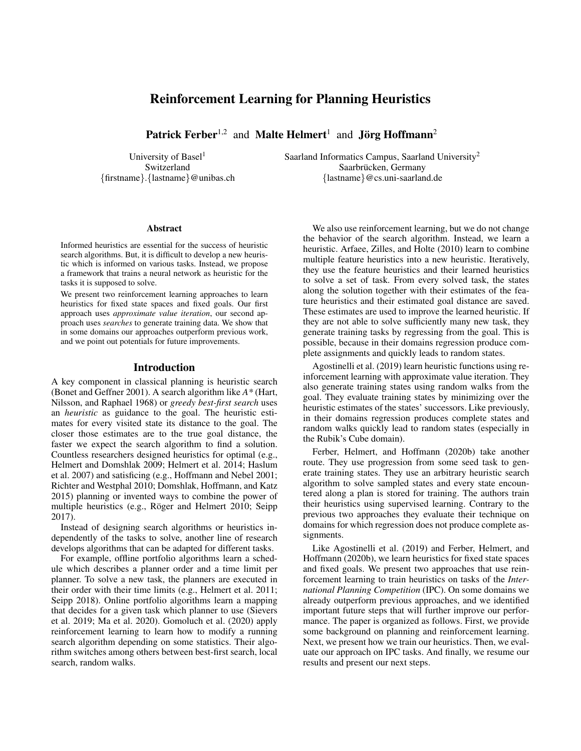# Reinforcement Learning for Planning Heuristics

**Patrick Ferber**[1,2] and **Malte Helmert**[1] and **Jörg Hoffmann**[2]

University of Basel[1]
Switzerland
{firstname}.{lastname}@unibas.ch

Saarland Informatics Campus, Saarland University[2]
Saarbrücken, Germany
{lastname}@cs.uni-saarland.de

## Abstract

Informed heuristics are essential for the success of heuristic search algorithms. But, it is difficult to develop a new heuristic which is informed on various tasks. Instead, we propose a framework that trains a neural network as heuristic for the tasks it is supposed to solve.

We present two reinforcement learning approaches to learn heuristics for fixed state spaces and fixed goals. Our first approach uses *approximate value iteration*, our second approach uses *searches* to generate training data. We show that in some domains our approaches outperform previous work, and we point out potentials for future improvements.

## Introduction

A key component in classical planning is heuristic search (Bonet and Geffner 2001). A search algorithm like *A\** (Hart, Nilsson, and Raphael 1968) or *greedy best-first search* uses an *heuristic* as guidance to the goal. The heuristic estimates for every visited state its distance to the goal. The closer those estimates are to the true goal distance, the faster we expect the search algorithm to find a solution. Countless researchers designed heuristics for optimal (e.g., Helmert and Domshlak 2009; Helmert et al. 2014; Haslum et al. 2007) and satisficing (e.g., Hoffmann and Nebel 2001; Richter and Westphal 2010; Domshlak, Hoffmann, and Katz 2015) planning or invented ways to combine the power of multiple heuristics (e.g., Röger and Helmert 2010; Seipp 2017).

Instead of designing search algorithms or heuristics independently of the tasks to solve, another line of research develops algorithms that can be adapted for different tasks.

For example, offline portfolio algorithms learn a schedule which describes a planner order and a time limit per planner. To solve a new task, the planners are executed in their order with their time limits (e.g., Helmert et al. 2011; Seipp 2018). Online portfolio algorithms learn a mapping that decides for a given task which planner to use (Sievers et al. 2019; Ma et al. 2020). Gomoluch et al. (2020) apply reinforcement learning to learn how to modify a running search algorithm depending on some statistics. Their algorithm switches among others between best-first search, local search, random walks.

We also use reinforcement learning, but we do not change the behavior of the search algorithm. Instead, we learn a heuristic. Arfaee, Zilles, and Holte (2010) learn to combine multiple feature heuristics into a new heuristic. Iteratively, they use the feature heuristics and their learned heuristics to solve a set of task. From every solved task, the states along the solution together with their estimates of the feature heuristics and their estimated goal distance are saved. These estimates are used to improve the learned heuristic. If they are not able to solve sufficiently many new task, they generate training tasks by regressing from the goal. This is possible, because in their domains regression produce complete assignments and quickly leads to random states.

Agostinelli et al. (2019) learn heuristic functions using reinforcement learning with approximate value iteration. They also generate training states using random walks from the goal. They evaluate training states by minimizing over the heuristic estimates of the states' successors. Like previously, in their domains regression produces complete states and random walks quickly lead to random states (especially in the Rubik's Cube domain).

Ferber, Helmert, and Hoffmann (2020b) take another route. They use progression from some seed task to generate training states. They use an arbitrary heuristic search algorithm to solve sampled states and every state encountered along a plan is stored for training. The authors train their heuristics using supervised learning. Contrary to the previous two approaches they evaluate their technique on domains for which regression does not produce complete assignments.

Like Agostinelli et al. (2019) and Ferber, Helmert, and Hoffmann (2020b), we learn heuristics for fixed state spaces and fixed goals. We present two approaches that use reinforcement learning to train heuristics on tasks of the *International Planning Competition* (IPC). On some domains we already outperform previous approaches, and we identified important future steps that will further improve our performance. The paper is organized as follows. First, we provide some background on planning and reinforcement learning. Next, we present how we train our heuristics. Then, we evaluate our approach on IPC tasks. And finally, we resume our results and present our next steps.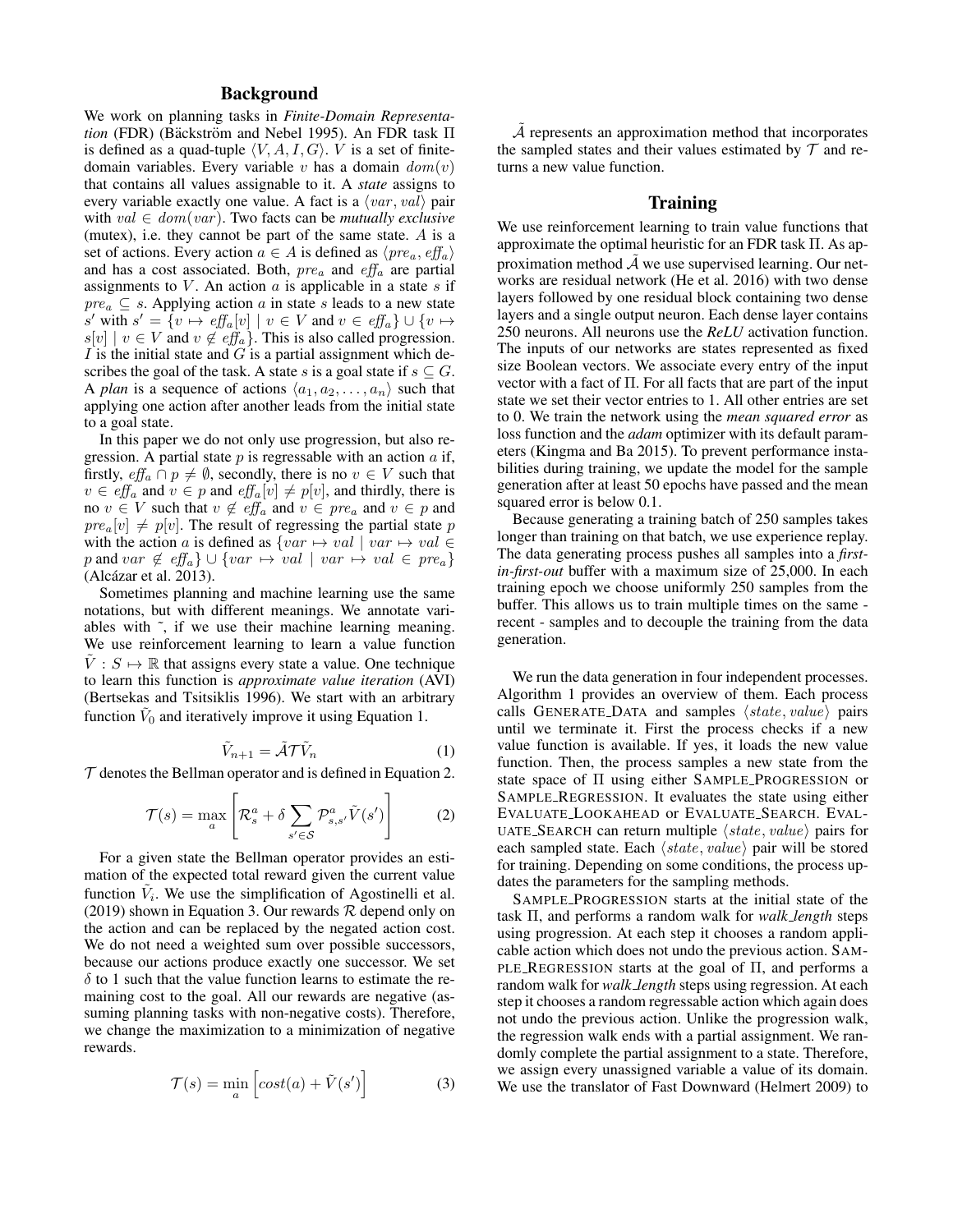## Background

We work on planning tasks in *Finite-Domain Representation* (FDR) (Bäckström and Nebel 1995). An FDR task $\Pi$ is defined as a quad-tuple $\langle V, A, I, G\rangle$. $V$ is a set of finite-domain variables. Every variable $v$ has a domain $dom(v)$ that contains all values assignable to it. A *state* assigns to every variable exactly one value. A fact is a $\langle var, val\rangle$ pair with $val \in dom(var)$. Two facts can be *mutually exclusive* (mutex), i.e. they cannot be part of the same state. $A$ is a set of actions. Every action $a \in A$ is defined as $\langle pre_a, \mathit{eff}_a\rangle$ and has a cost associated. Both, $pre_a$ and $\mathit{eff}_a$ are partial assignments to $V$. An action $a$ is applicable in a state $s$ if $pre_a \subseteq s$. Applying action $a$ in state $s$ leads to a new state $s'$ with $s' = \{v \mapsto \mathit{eff}_a[v] \mid v \in V \text{ and } v \in \mathit{eff}_a\} \cup \{v \mapsto s[v] \mid v \in V \text{ and } v \notin \mathit{eff}_a\}$. This is also called progression. $I$ is the initial state and $G$ is a partial assignment which describes the goal of the task. A state $s$ is a goal state if $s \subseteq G$. A *plan* is a sequence of actions $\langle a_1, a_2, \ldots, a_n\rangle$ such that applying one action after another leads from the initial state to a goal state.

In this paper we do not only use progression, but also regression. A partial state $p$ is regressable with an action $a$ if, firstly, $\mathit{eff}_a \cap p \neq \emptyset$, secondly, there is no $v \in V$ such that $v \in \mathit{eff}_a$ and $v \in p$ and $\mathit{eff}_a[v] \neq p[v]$, and thirdly, there is no $v \in V$ such that $v \notin \mathit{eff}_a$ and $v \in pre_a$ and $v \in p$ and $pre_a[v] \neq p[v]$. The result of regressing the partial state $p$ with the action $a$ is defined as $\{var \mapsto val \mid var \mapsto val \in p \text{ and } var \notin \mathit{eff}_a\} \cup \{var \mapsto val \mid var \mapsto val \in pre_a\}$ (Alcázar et al. 2013).

Sometimes planning and machine learning use the same notations, but with different meanings. We annotate variables with ˜, if we use their machine learning meaning. We use reinforcement learning to learn a value function $\tilde{V} : S \mapsto \mathbb{R}$ that assigns every state a value. One technique to learn this function is *approximate value iteration* (AVI) (Bertsekas and Tsitsiklis 1996). We start with an arbitrary function $\tilde{V}_0$ and iteratively improve it using Equation 1.

$$\tilde{V}_{n+1} = \tilde{\mathcal{A}}\mathcal{T}\tilde{V}_n \tag{1}$$

$\mathcal{T}$ denotes the Bellman operator and is defined in Equation 2.

$$\mathcal{T}(s) = \max_a \left[\mathcal{R}_s^a + \delta \sum_{s' \in \mathcal{S}} \mathcal{P}_{s,s'}^a \tilde{V}(s')\right] \tag{2}$$

For a given state the Bellman operator provides an estimation of the expected total reward given the current value function $\tilde{V}_i$. We use the simplification of Agostinelli et al. (2019) shown in Equation 3. Our rewards $\mathcal{R}$ depend only on the action and can be replaced by the negated action cost. We do not need a weighted sum over possible successors, because our actions produce exactly one successor. We set $\delta$ to 1 such that the value function learns to estimate the remaining cost to the goal. All our rewards are negative (assuming planning tasks with non-negative costs). Therefore, we change the maximization to a minimization of negative rewards.

$$\mathcal{T}(s) = \min_a \left[cost(a) + \tilde{V}(s')\right] \tag{3}$$

$\tilde{\mathcal{A}}$ represents an approximation method that incorporates the sampled states and their values estimated by $\mathcal{T}$ and returns a new value function.

## Training

We use reinforcement learning to train value functions that approximate the optimal heuristic for an FDR task $\Pi$. As approximation method $\tilde{\mathcal{A}}$ we use supervised learning. Our networks are residual network (He et al. 2016) with two dense layers followed by one residual block containing two dense layers and a single output neuron. Each dense layer contains 250 neurons. All neurons use the *ReLU* activation function. The inputs of our networks are states represented as fixed size Boolean vectors. We associate every entry of the input vector with a fact of $\Pi$. For all facts that are part of the input state we set their vector entries to 1. All other entries are set to 0. We train the network using the *mean squared error* as loss function and the *adam* optimizer with its default parameters (Kingma and Ba 2015). To prevent performance instabilities during training, we update the model for the sample generation after at least 50 epochs have passed and the mean squared error is below 0.1.

Because generating a training batch of 250 samples takes longer than training on that batch, we use experience replay. The data generating process pushes all samples into a *first-in-first-out* buffer with a maximum size of 25,000. In each training epoch we choose uniformly 250 samples from the buffer. This allows us to train multiple times on the same - recent - samples and to decouple the training from the data generation.

We run the data generation in four independent processes. Algorithm 1 provides an overview of them. Each process calls GENERATE_DATA and samples $\langle state, value\rangle$ pairs until we terminate it. First the process checks if a new value function is available. If yes, it loads the new value function. Then, the process samples a new state from the state space of $\Pi$ using either SAMPLE_PROGRESSION or SAMPLE_REGRESSION. It evaluates the state using either EVALUATE_LOOKAHEAD or EVALUATE_SEARCH. EVALUATE_SEARCH can return multiple $\langle state, value\rangle$ pairs for each sampled state. Each $\langle state, value\rangle$ pair will be stored for training. Depending on some conditions, the process updates the parameters for the sampling methods.

SAMPLE_PROGRESSION starts at the initial state of the task $\Pi$, and performs a random walk for *walk_length* steps using progression. At each step it chooses a random applicable action which does not undo the previous action. SAMPLE_REGRESSION starts at the goal of $\Pi$, and performs a random walk for *walk_length* steps using regression. At each step it chooses a random regressable action which again does not undo the previous action. Unlike the progression walk, the regression walk ends with a partial assignment. We randomly complete the partial assignment to a state. Therefore, we assign every unassigned variable a value of its domain. We use the translator of Fast Downward (Helmert 2009) to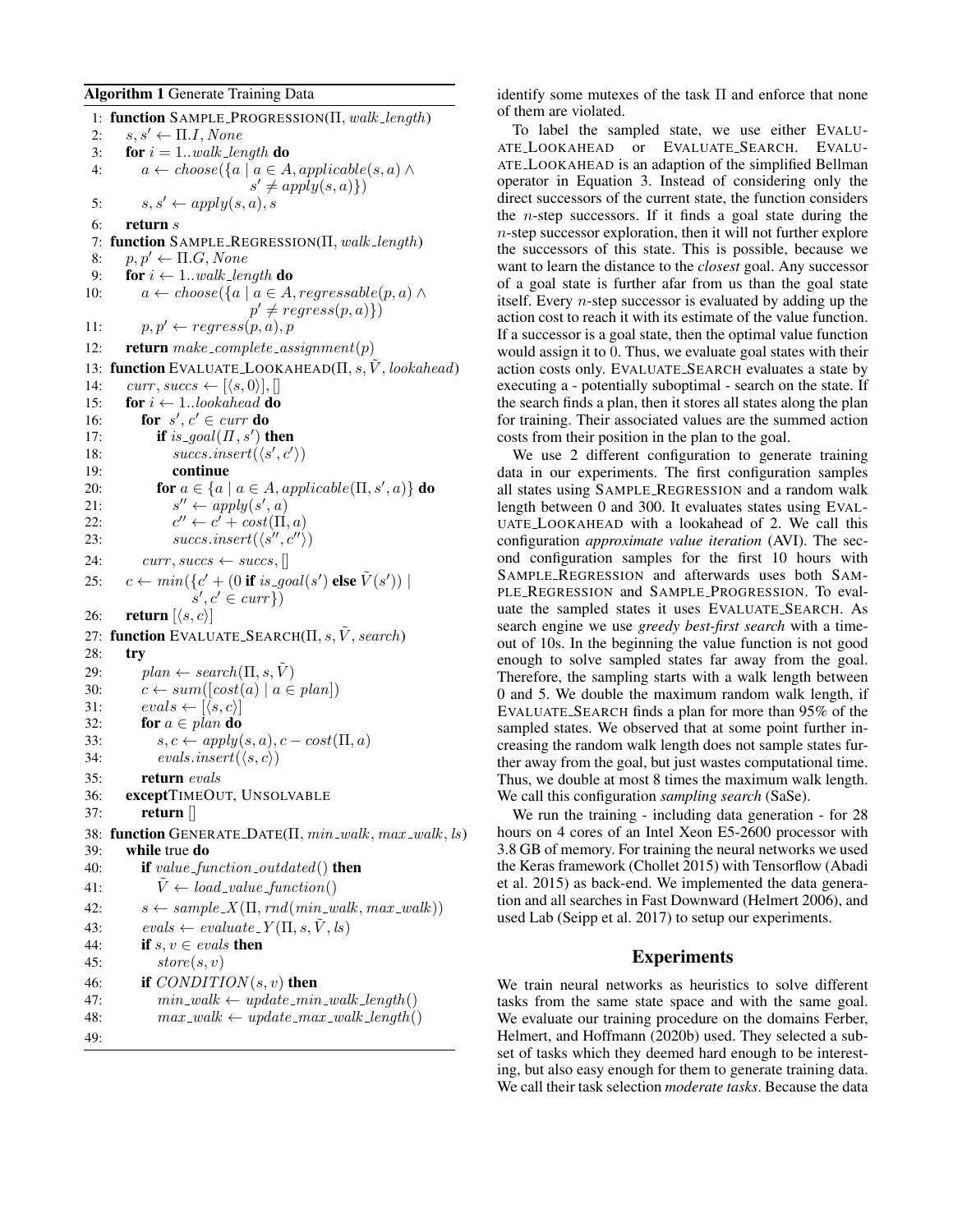**Algorithm 1** Generate Training Data

```
1:  function SAMPLE_PROGRESSION(Π, walk_length)
2:      s, s' ← Π.I, None
3:      for i = 1..walk_length do
4:          a ← choose({a | a ∈ A, applicable(s, a) ∧
                        s' ≠ apply(s, a)})
5:          s, s' ← apply(s, a), s
6:      return s
7:  function SAMPLE_REGRESSION(Π, walk_length)
8:      p, p' ← Π.G, None
9:      for i ← 1..walk_length do
10:         a ← choose({a | a ∈ A, regressable(p, a) ∧
                        p' ≠ regress(p, a)})
11:         p, p' ← regress(p, a), p
12:     return make_complete_assignment(p)
13: function EVALUATE_LOOKAHEAD(Π, s, Ṽ, lookahead)
14:     curr, succs ← [⟨s, 0⟩], []
15:     for i ← 1..lookahead do
16:         for s', c' ∈ curr do
17:             if is_goal(Π, s') then
18:                 succs.insert(⟨s', c'⟩)
19:                 continue
20:             for a ∈ {a | a ∈ A, applicable(Π, s', a)} do
21:                 s'' ← apply(s', a)
22:                 c'' ← c' + cost(Π, a)
23:                 succs.insert(⟨s'', c''⟩)
24:         curr, succs ← succs, []
25:     c ← min({c' + (0 if is_goal(s') else Ṽ(s')) |
                 s', c' ∈ curr})
26:     return [⟨s, c⟩]
27: function EVALUATE_SEARCH(Π, s, Ṽ, search)
28:     try
29:         plan ← search(Π, s, Ṽ)
30:         c ← sum([cost(a) | a ∈ plan])
31:         evals ← [⟨s, c⟩]
32:         for a ∈ plan do
33:             s, c ← apply(s, a), c − cost(Π, a)
34:             evals.insert(⟨s, c⟩)
35:         return evals
36:     except TIMEOUT, UNSOLVABLE
37:         return []
38: function GENERATE_DATE(Π, min_walk, max_walk, ls)
39:     while true do
40:         if value_function_outdated() then
41:             Ṽ ← load_value_function()
42:         s ← sample_X(Π, rnd(min_walk, max_walk))
43:         evals ← evaluate_Y(Π, s, Ṽ, ls)
44:         if s, v ∈ evals then
45:             store(s, v)
46:         if CONDITION(s, v) then
47:             min_walk ← update_min_walk_length()
48:             max_walk ← update_max_walk_length()
49:
```

identify some mutexes of the task Π and enforce that none of them are violated.

To label the sampled state, we use either EVALUATE_LOOKAHEAD or EVALUATE_SEARCH. EVALUATE_LOOKAHEAD is an adaption of the simplified Bellman operator in Equation 3. Instead of considering only the direct successors of the current state, the function considers the $n$-step successors. If it finds a goal state during the $n$-step successor exploration, then it will not further explore the successors of this state. This is possible, because we want to learn the distance to the *closest* goal. Any successor of a goal state is further afar from us than the goal state itself. Every $n$-step successor is evaluated by adding up the action cost to reach it with its estimate of the value function. If a successor is a goal state, then the optimal value function would assign it to 0. Thus, we evaluate goal states with their action costs only. EVALUATE_SEARCH evaluates a state by executing a - potentially suboptimal - search on the state. If the search finds a plan, then it stores all states along the plan for training. Their associated values are the summed action costs from their position in the plan to the goal.

We use 2 different configuration to generate training data in our experiments. The first configuration samples all states using SAMPLE_REGRESSION and a random walk length between 0 and 300. It evaluates states using EVALUATE_LOOKAHEAD with a lookahead of 2. We call this configuration *approximate value iteration* (AVI). The second configuration samples for the first 10 hours with SAMPLE_REGRESSION and afterwards uses both SAMPLE_REGRESSION and SAMPLE_PROGRESSION. To evaluate the sampled states it uses EVALUATE_SEARCH. As search engine we use *greedy best-first search* with a timeout of 10s. In the beginning the value function is not good enough to solve sampled states far away from the goal. Therefore, the sampling starts with a walk length between 0 and 5. We double the maximum random walk length, if EVALUATE_SEARCH finds a plan for more than 95% of the sampled states. We observed that at some point further increasing the random walk length does not sample states further away from the goal, but just wastes computational time. Thus, we double at most 8 times the maximum walk length. We call this configuration *sampling search* (SaSe).

We run the training - including data generation - for 28 hours on 4 cores of an Intel Xeon E5-2600 processor with 3.8 GB of memory. For training the neural networks we used the Keras framework (Chollet 2015) with Tensorflow (Abadi et al. 2015) as back-end. We implemented the data generation and all searches in Fast Downward (Helmert 2006), and used Lab (Seipp et al. 2017) to setup our experiments.

## Experiments

We train neural networks as heuristics to solve different tasks from the same state space and with the same goal. We evaluate our training procedure on the domains Ferber, Helmert, and Hoffmann (2020b) used. They selected a subset of tasks which they deemed hard enough to be interesting, but also easy enough for them to generate training data. We call their task selection *moderate tasks*. Because the data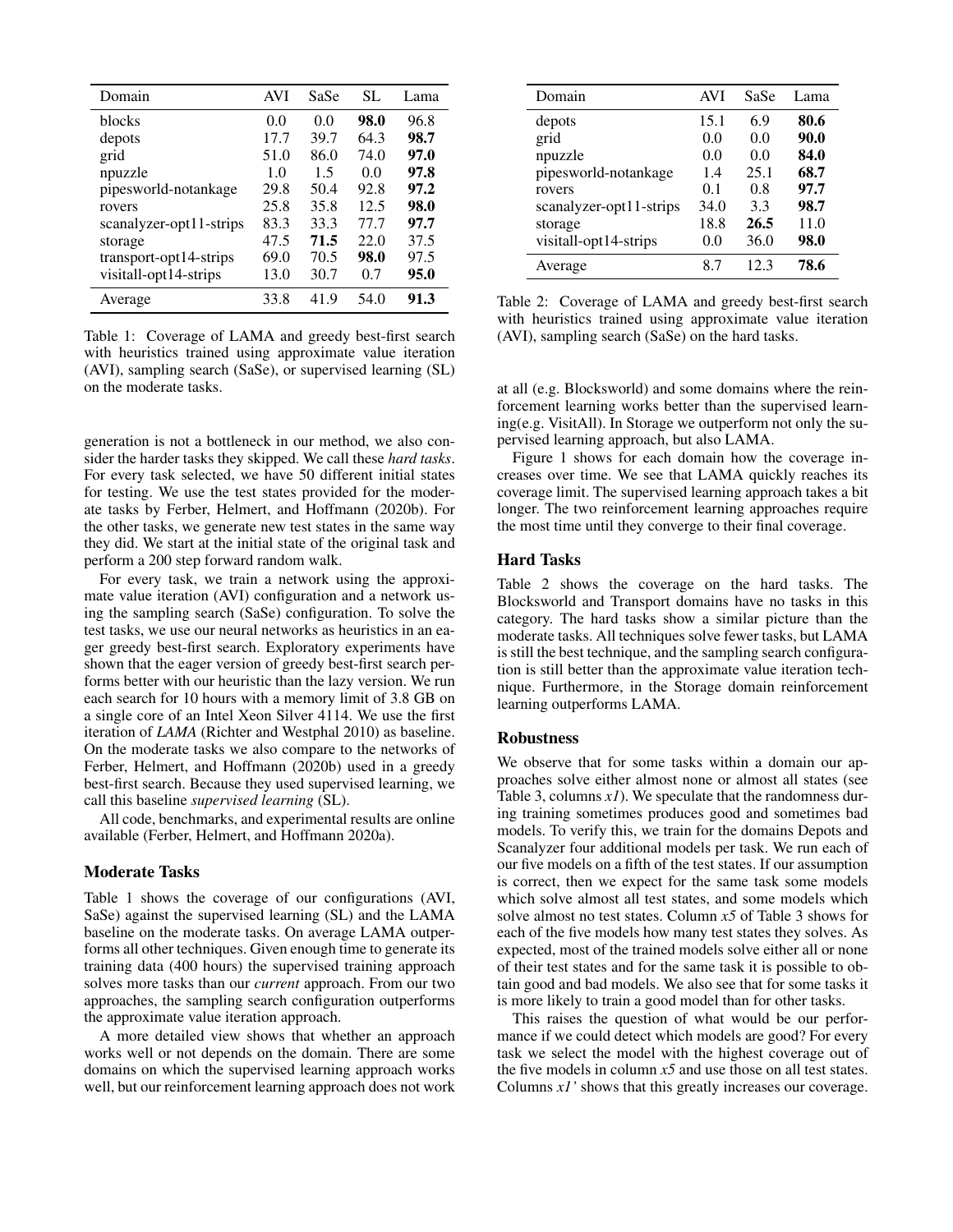| Domain | AVI | SaSe | SL | Lama |
|---|---|---|---|---|
| blocks | 0.0 | 0.0 | **98.0** | 96.8 |
| depots | 17.7 | 39.7 | 64.3 | **98.7** |
| grid | 51.0 | 86.0 | 74.0 | **97.0** |
| npuzzle | 1.0 | 1.5 | 0.0 | **97.8** |
| pipesworld-notankage | 29.8 | 50.4 | 92.8 | **97.2** |
| rovers | 25.8 | 35.8 | 12.5 | **98.0** |
| scanalyzer-opt11-strips | 83.3 | 33.3 | 77.7 | **97.7** |
| storage | 47.5 | **71.5** | 22.0 | 37.5 |
| transport-opt14-strips | 69.0 | 70.5 | **98.0** | 97.5 |
| visitall-opt14-strips | 13.0 | 30.7 | 0.7 | **95.0** |
| Average | 33.8 | 41.9 | 54.0 | **91.3** |

Table 1: Coverage of LAMA and greedy best-first search with heuristics trained using approximate value iteration (AVI), sampling search (SaSe), or supervised learning (SL) on the moderate tasks.

generation is not a bottleneck in our method, we also consider the harder tasks they skipped. We call these *hard tasks*. For every task selected, we have 50 different initial states for testing. We use the test states provided for the moderate tasks by Ferber, Helmert, and Hoffmann (2020b). For the other tasks, we generate new test states in the same way they did. We start at the initial state of the original task and perform a 200 step forward random walk.

For every task, we train a network using the approximate value iteration (AVI) configuration and a network using the sampling search (SaSe) configuration. To solve the test tasks, we use our neural networks as heuristics in an eager greedy best-first search. Exploratory experiments have shown that the eager version of greedy best-first search performs better with our heuristic than the lazy version. We run each search for 10 hours with a memory limit of 3.8 GB on a single core of an Intel Xeon Silver 4114. We use the first iteration of *LAMA* (Richter and Westphal 2010) as baseline. On the moderate tasks we also compare to the networks of Ferber, Helmert, and Hoffmann (2020b) used in a greedy best-first search. Because they used supervised learning, we call this baseline *supervised learning* (SL).

All code, benchmarks, and experimental results are online available (Ferber, Helmert, and Hoffmann 2020a).

### Moderate Tasks

Table 1 shows the coverage of our configurations (AVI, SaSe) against the supervised learning (SL) and the LAMA baseline on the moderate tasks. On average LAMA outperforms all other techniques. Given enough time to generate its training data (400 hours) the supervised training approach solves more tasks than our *current* approach. From our two approaches, the sampling search configuration outperforms the approximate value iteration approach.

A more detailed view shows that whether an approach works well or not depends on the domain. There are some domains on which the supervised learning approach works well, but our reinforcement learning approach does not work at all (e.g. Blocksworld) and some domains where the reinforcement learning works better than the supervised learning(e.g. VisitAll). In Storage we outperform not only the supervised learning approach, but also LAMA.

Figure 1 shows for each domain how the coverage increases over time. We see that LAMA quickly reaches its coverage limit. The supervised learning approach takes a bit longer. The two reinforcement learning approaches require the most time until they converge to their final coverage.

| Domain | AVI | SaSe | Lama |
|---|---|---|---|
| depots | 15.1 | 6.9 | **80.6** |
| grid | 0.0 | 0.0 | **90.0** |
| npuzzle | 0.0 | 0.0 | **84.0** |
| pipesworld-notankage | 1.4 | 25.1 | **68.7** |
| rovers | 0.1 | 0.8 | **97.7** |
| scanalyzer-opt11-strips | 34.0 | 3.3 | **98.7** |
| storage | 18.8 | **26.5** | 11.0 |
| visitall-opt14-strips | 0.0 | 36.0 | **98.0** |
| Average | 8.7 | 12.3 | **78.6** |

Table 2: Coverage of LAMA and greedy best-first search with heuristics trained using approximate value iteration (AVI), sampling search (SaSe) on the hard tasks.

### Hard Tasks

Table 2 shows the coverage on the hard tasks. The Blocksworld and Transport domains have no tasks in this category. The hard tasks show a similar picture than the moderate tasks. All techniques solve fewer tasks, but LAMA is still the best technique, and the sampling search configuration is still better than the approximate value iteration technique. Furthermore, in the Storage domain reinforcement learning outperforms LAMA.

### Robustness

We observe that for some tasks within a domain our approaches solve either almost none or almost all states (see Table 3, columns *x1*). We speculate that the randomness during training sometimes produces good and sometimes bad models. To verify this, we train for the domains Depots and Scanalyzer four additional models per task. We run each of our five models on a fifth of the test states. If our assumption is correct, then we expect for the same task some models which solve almost all test states, and some models which solve almost no test states. Column *x5* of Table 3 shows for each of the five models how many test states they solves. As expected, most of the trained models solve either all or none of their test states and for the same task it is possible to obtain good and bad models. We also see that for some tasks it is more likely to train a good model than for other tasks.

This raises the question of what would be our performance if we could detect which models are good? For every task we select the model with the highest coverage out of the five models in column *x5* and use those on all test states. Columns *x1'* shows that this greatly increases our coverage.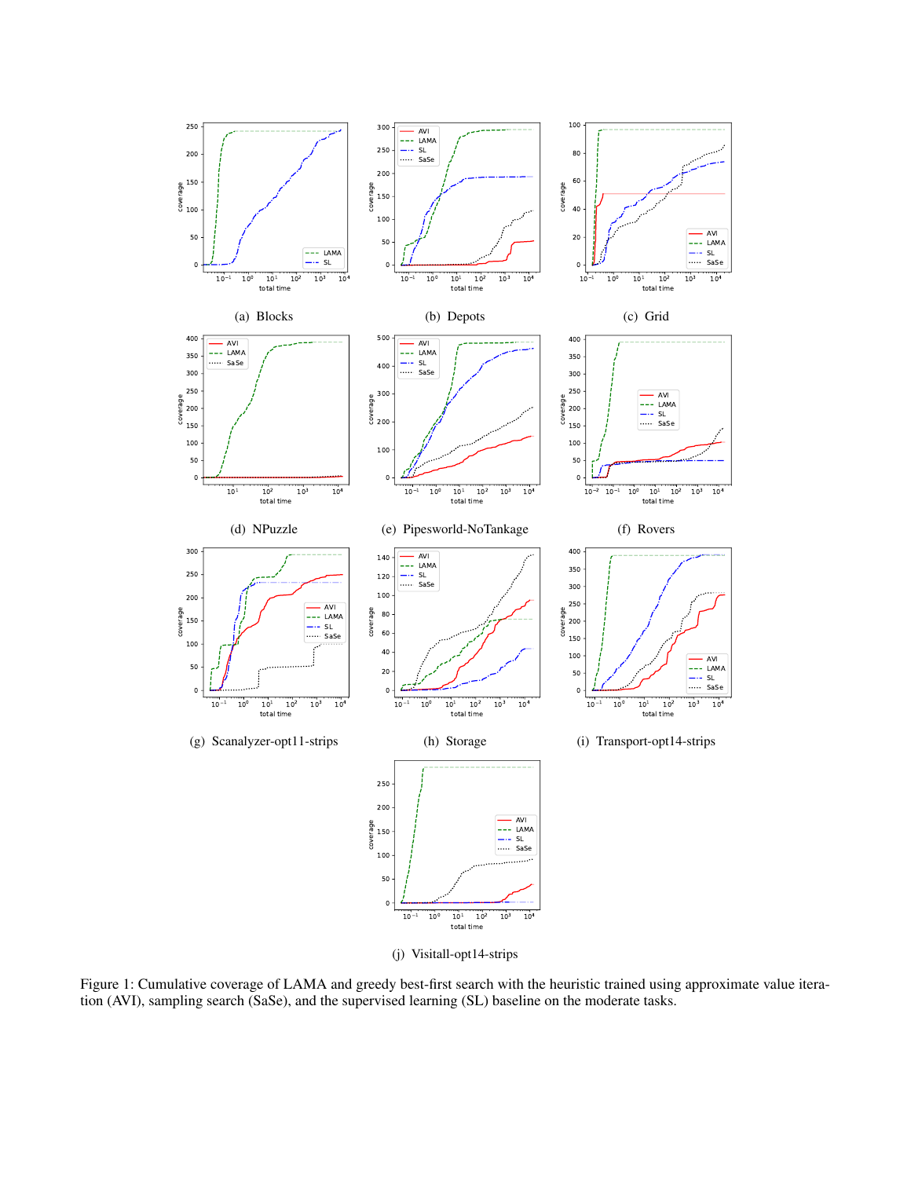(a) Blocks

(b) Depots

(c) Grid

(d) NPuzzle

(e) Pipesworld-NoTankage

(f) Rovers

(g) Scanalyzer-opt11-strips

(h) Storage

(i) Transport-opt14-strips

(j) Visitall-opt14-strips

Figure 1: Cumulative coverage of LAMA and greedy best-first search with the heuristic trained using approximate value iteration (AVI), sampling search (SaSe), and the supervised learning (SL) baseline on the moderate tasks.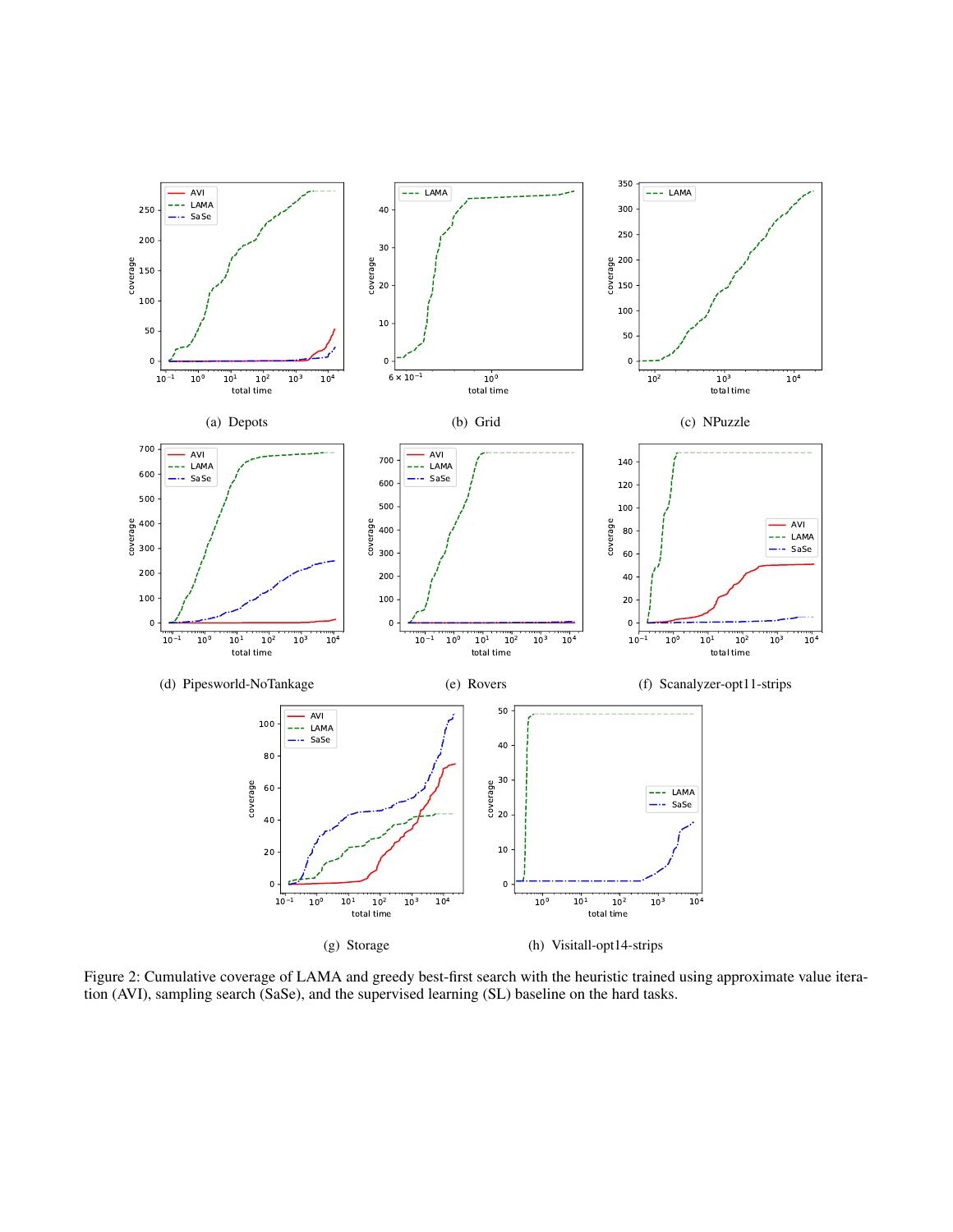(a) Depots

(b) Grid

(c) NPuzzle

(d) Pipesworld-NoTankage

(e) Rovers

(f) Scanalyzer-opt11-strips

(g) Storage

(h) Visitall-opt14-strips

Figure 2: Cumulative coverage of LAMA and greedy best-first search with the heuristic trained using approximate value iteration (AVI), sampling search (SaSe), and the supervised learning (SL) baseline on the hard tasks.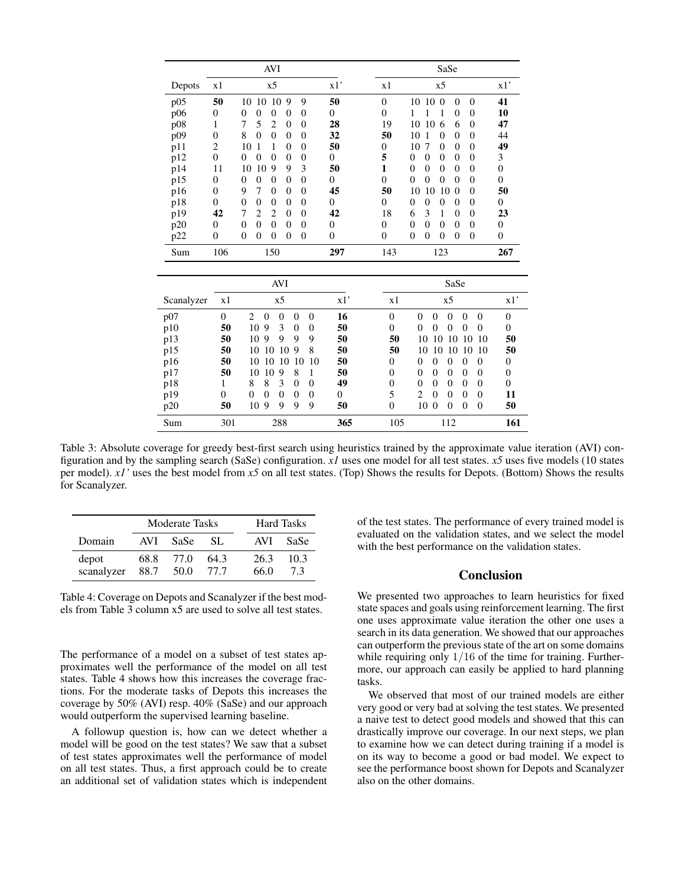| | AVI | | | | | | | SaSe | | | | | | |
|---|---|---|---|---|---|---|---|---|---|---|---|---|---|---|
| Depots | x1 | x5 | | | | | x1' | x1 | x5 | | | | | x1' |
| p05 | **50** | 10 | 10 | 10 | 9 | 9 | **50** | 0 | 10 | 10 | 0 | 0 | 0 | **41** |
| p06 | 0 | 0 | 0 | 0 | 0 | 0 | 0 | 0 | 1 | 1 | 1 | 0 | 0 | **10** |
| p08 | 1 | 7 | 5 | 2 | 0 | 0 | **28** | 19 | 10 | 10 | 6 | 6 | 0 | **47** |
| p09 | 0 | 8 | 0 | 0 | 0 | 0 | **32** | **50** | 10 | 1 | 0 | 0 | 0 | 44 |
| p11 | 2 | 10 | 1 | 1 | 0 | 0 | **50** | 0 | 10 | 7 | 0 | 0 | 0 | **49** |
| p12 | 0 | 0 | 0 | 0 | 0 | 0 | 0 | **5** | 0 | 0 | 0 | 0 | 0 | 3 |
| p14 | 11 | 10 | 10 | 9 | 9 | 3 | **50** | **1** | 0 | 0 | 0 | 0 | 0 | 0 |
| p15 | 0 | 0 | 0 | 0 | 0 | 0 | 0 | 0 | 0 | 0 | 0 | 0 | 0 | 0 |
| p16 | 0 | 9 | 7 | 0 | 0 | 0 | **45** | **50** | 10 | 10 | 10 | 0 | 0 | **50** |
| p18 | 0 | 0 | 0 | 0 | 0 | 0 | 0 | 0 | 0 | 0 | 0 | 0 | 0 | 0 |
| p19 | **42** | 7 | 2 | 2 | 0 | 0 | **42** | 18 | 6 | 3 | 1 | 0 | 0 | **23** |
| p20 | 0 | 0 | 0 | 0 | 0 | 0 | 0 | 0 | 0 | 0 | 0 | 0 | 0 | 0 |
| p22 | 0 | 0 | 0 | 0 | 0 | 0 | 0 | 0 | 0 | 0 | 0 | 0 | 0 | 0 |
| Sum | 106 | 150 | | | | | **297** | 143 | 123 | | | | | **267** |

| | AVI | | | | | | | SaSe | | | | | | |
|---|---|---|---|---|---|---|---|---|---|---|---|---|---|---|
| Scanalyzer | x1 | x5 | | | | | x1' | x1 | x5 | | | | | x1' |
| p07 | 0 | 2 | 0 | 0 | 0 | 0 | **16** | 0 | 0 | 0 | 0 | 0 | 0 | 0 |
| p10 | **50** | 10 | 9 | 3 | 0 | 0 | **50** | 0 | 0 | 0 | 0 | 0 | 0 | 0 |
| p13 | **50** | 10 | 9 | 9 | 9 | 9 | **50** | **50** | 10 | 10 | 10 | 10 | 10 | **50** |
| p15 | **50** | 10 | 10 | 10 | 9 | 8 | **50** | **50** | 10 | 10 | 10 | 10 | 10 | **50** |
| p16 | **50** | 10 | 10 | 10 | 10 | 10 | **50** | 0 | 0 | 0 | 0 | 0 | 0 | 0 |
| p17 | **50** | 10 | 10 | 9 | 8 | 1 | **50** | 0 | 0 | 0 | 0 | 0 | 0 | 0 |
| p18 | 1 | 8 | 8 | 3 | 0 | 0 | **49** | 0 | 0 | 0 | 0 | 0 | 0 | 0 |
| p19 | 0 | 0 | 0 | 0 | 0 | 0 | 0 | 5 | 2 | 0 | 0 | 0 | 0 | **11** |
| p20 | **50** | 10 | 9 | 9 | 9 | 9 | **50** | 0 | 10 | 0 | 0 | 0 | 0 | **50** |
| Sum | 301 | 288 | | | | | **365** | 105 | 112 | | | | | **161** |

Table 3: Absolute coverage for greedy best-first search using heuristics trained by the approximate value iteration (AVI) configuration and by the sampling search (SaSe) configuration. *x1* uses one model for all test states. *x5* uses five models (10 states per model). *x1'* uses the best model from *x5* on all test states. (Top) Shows the results for Depots. (Bottom) Shows the results for Scanalyzer.

| | Moderate Tasks | | | Hard Tasks | |
|---|---|---|---|---|---|
| Domain | AVI | SaSe | SL | AVI | SaSe |
| depot | 68.8 | 77.0 | 64.3 | 26.3 | 10.3 |
| scanalyzer | 88.7 | 50.0 | 77.7 | 66.0 | 7.3 |

Table 4: Coverage on Depots and Scanalyzer if the best models from Table 3 column x5 are used to solve all test states.

The performance of a model on a subset of test states approximates well the performance of the model on all test states. Table 4 shows how this increases the coverage fractions. For the moderate tasks of Depots this increases the coverage by 50% (AVI) resp. 40% (SaSe) and our approach would outperform the supervised learning baseline.

A followup question is, how can we detect whether a model will be good on the test states? We saw that a subset of test states approximates well the performance of model on all test states. Thus, a first approach could be to create an additional set of validation states which is independent of the test states. The performance of every trained model is evaluated on the validation states, and we select the model with the best performance on the validation states.

## Conclusion

We presented two approaches to learn heuristics for fixed state spaces and goals using reinforcement learning. The first one uses approximate value iteration the other one uses a search in its data generation. We showed that our approaches can outperform the previous state of the art on some domains while requiring only $1/16$ of the time for training. Furthermore, our approach can easily be applied to hard planning tasks.

We observed that most of our trained models are either very good or very bad at solving the test states. We presented a naive test to detect good models and showed that this can drastically improve our coverage. In our next steps, we plan to examine how we can detect during training if a model is on its way to become a good or bad model. We expect to see the performance boost shown for Depots and Scanalyzer also on the other domains.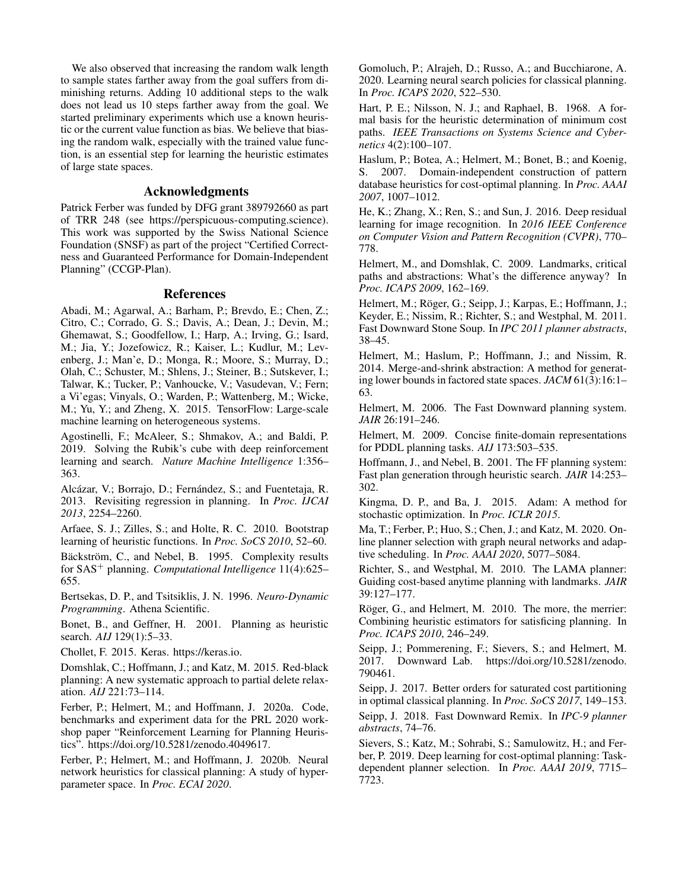We also observed that increasing the random walk length to sample states farther away from the goal suffers from diminishing returns. Adding 10 additional steps to the walk does not lead us 10 steps farther away from the goal. We started preliminary experiments which use a known heuristic or the current value function as bias. We believe that biasing the random walk, especially with the trained value function, is an essential step for learning the heuristic estimates of large state spaces.

## Acknowledgments

Patrick Ferber was funded by DFG grant 389792660 as part of TRR 248 (see https://perspicuous-computing.science). This work was supported by the Swiss National Science Foundation (SNSF) as part of the project "Certified Correctness and Guaranteed Performance for Domain-Independent Planning" (CCGP-Plan).

## References

Abadi, M.; Agarwal, A.; Barham, P.; Brevdo, E.; Chen, Z.; Citro, C.; Corrado, G. S.; Davis, A.; Dean, J.; Devin, M.; Ghemawat, S.; Goodfellow, I.; Harp, A.; Irving, G.; Isard, M.; Jia, Y.; Jozefowicz, R.; Kaiser, L.; Kudlur, M.; Levenberg, J.; Man'e, D.; Monga, R.; Moore, S.; Murray, D.; Olah, C.; Schuster, M.; Shlens, J.; Steiner, B.; Sutskever, I.; Talwar, K.; Tucker, P.; Vanhoucke, V.; Vasudevan, V.; Fern; a Vi'egas; Vinyals, O.; Warden, P.; Wattenberg, M.; Wicke, M.; Yu, Y.; and Zheng, X. 2015. TensorFlow: Large-scale machine learning on heterogeneous systems.

Agostinelli, F.; McAleer, S.; Shmakov, A.; and Baldi, P. 2019. Solving the Rubik's cube with deep reinforcement learning and search. *Nature Machine Intelligence* 1:356–363.

Alcázar, V.; Borrajo, D.; Fernández, S.; and Fuentetaja, R. 2013. Revisiting regression in planning. In *Proc. IJCAI 2013*, 2254–2260.

Arfaee, S. J.; Zilles, S.; and Holte, R. C. 2010. Bootstrap learning of heuristic functions. In *Proc. SoCS 2010*, 52–60.

Bäckström, C., and Nebel, B. 1995. Complexity results for $SAS^+$ planning. *Computational Intelligence* 11(4):625–655.

Bertsekas, D. P., and Tsitsiklis, J. N. 1996. *Neuro-Dynamic Programming*. Athena Scientific.

Bonet, B., and Geffner, H. 2001. Planning as heuristic search. *AIJ* 129(1):5–33.

Chollet, F. 2015. Keras. https://keras.io.

Domshlak, C.; Hoffmann, J.; and Katz, M. 2015. Red-black planning: A new systematic approach to partial delete relaxation. *AIJ* 221:73–114.

Ferber, P.; Helmert, M.; and Hoffmann, J. 2020a. Code, benchmarks and experiment data for the PRL 2020 workshop paper "Reinforcement Learning for Planning Heuristics". https://doi.org/10.5281/zenodo.4049617.

Ferber, P.; Helmert, M.; and Hoffmann, J. 2020b. Neural network heuristics for classical planning: A study of hyperparameter space. In *Proc. ECAI 2020*.

Gomoluch, P.; Alrajeh, D.; Russo, A.; and Bucchiarone, A. 2020. Learning neural search policies for classical planning. In *Proc. ICAPS 2020*, 522–530.

Hart, P. E.; Nilsson, N. J.; and Raphael, B. 1968. A formal basis for the heuristic determination of minimum cost paths. *IEEE Transactions on Systems Science and Cybernetics* 4(2):100–107.

Haslum, P.; Botea, A.; Helmert, M.; Bonet, B.; and Koenig, S. 2007. Domain-independent construction of pattern database heuristics for cost-optimal planning. In *Proc. AAAI 2007*, 1007–1012.

He, K.; Zhang, X.; Ren, S.; and Sun, J. 2016. Deep residual learning for image recognition. In *2016 IEEE Conference on Computer Vision and Pattern Recognition (CVPR)*, 770–778.

Helmert, M., and Domshlak, C. 2009. Landmarks, critical paths and abstractions: What's the difference anyway? In *Proc. ICAPS 2009*, 162–169.

Helmert, M.; Röger, G.; Seipp, J.; Karpas, E.; Hoffmann, J.; Keyder, E.; Nissim, R.; Richter, S.; and Westphal, M. 2011. Fast Downward Stone Soup. In *IPC 2011 planner abstracts*, 38–45.

Helmert, M.; Haslum, P.; Hoffmann, J.; and Nissim, R. 2014. Merge-and-shrink abstraction: A method for generating lower bounds in factored state spaces. *JACM* 61(3):16:1–63.

Helmert, M. 2006. The Fast Downward planning system. *JAIR* 26:191–246.

Helmert, M. 2009. Concise finite-domain representations for PDDL planning tasks. *AIJ* 173:503–535.

Hoffmann, J., and Nebel, B. 2001. The FF planning system: Fast plan generation through heuristic search. *JAIR* 14:253–302.

Kingma, D. P., and Ba, J. 2015. Adam: A method for stochastic optimization. In *Proc. ICLR 2015*.

Ma, T.; Ferber, P.; Huo, S.; Chen, J.; and Katz, M. 2020. Online planner selection with graph neural networks and adaptive scheduling. In *Proc. AAAI 2020*, 5077–5084.

Richter, S., and Westphal, M. 2010. The LAMA planner: Guiding cost-based anytime planning with landmarks. *JAIR* 39:127–177.

Röger, G., and Helmert, M. 2010. The more, the merrier: Combining heuristic estimators for satisficing planning. In *Proc. ICAPS 2010*, 246–249.

Seipp, J.; Pommerening, F.; Sievers, S.; and Helmert, M. 2017. Downward Lab. https://doi.org/10.5281/zenodo.790461.

Seipp, J. 2017. Better orders for saturated cost partitioning in optimal classical planning. In *Proc. SoCS 2017*, 149–153.

Seipp, J. 2018. Fast Downward Remix. In *IPC-9 planner abstracts*, 74–76.

Sievers, S.; Katz, M.; Sohrabi, S.; Samulowitz, H.; and Ferber, P. 2019. Deep learning for cost-optimal planning: Task-dependent planner selection. In *Proc. AAAI 2019*, 7715–7723.